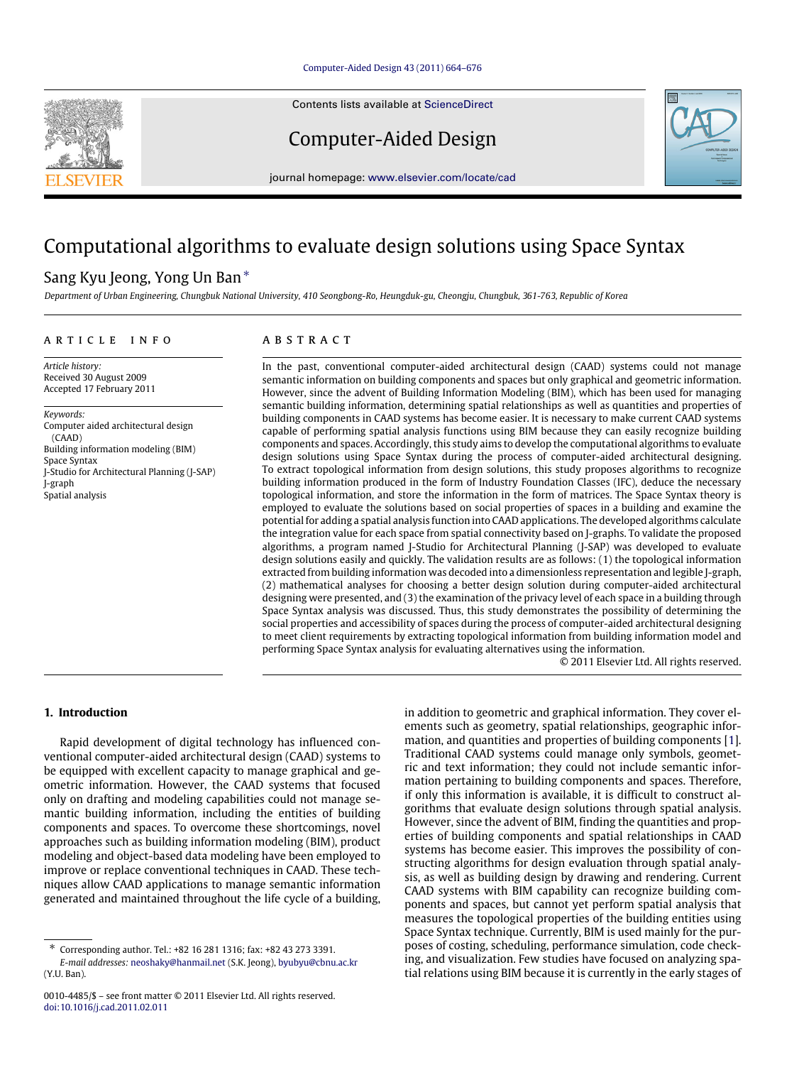# Computational algorithms to evaluate design solutions using Space Syntax

Sang Kyu Jeong, Yong Un Ban *

*Department of Urban Engineering, Chungbuk National University, 410 Seongbong-Ro, Heungduk-gu, Cheongju, Chungbuk, 361-763, Republic of Korea*

## ARTICLE INFO

*Article history:*
Received 30 August 2009
Accepted 17 February 2011

*Keywords:*
Computer aided architectural design (CAAD)
Building information modeling (BIM)
Space Syntax
J-Studio for Architectural Planning (J-SAP)
J-graph
Spatial analysis

## ABSTRACT

In the past, conventional computer-aided architectural design (CAAD) systems could not manage semantic information on building components and spaces but only graphical and geometric information. However, since the advent of Building Information Modeling (BIM), which has been used for managing semantic building information, determining spatial relationships as well as quantities and properties of building components in CAAD systems has become easier. It is necessary to make current CAAD systems capable of performing spatial analysis functions using BIM because they can easily recognize building components and spaces. Accordingly, this study aims to develop the computational algorithms to evaluate design solutions using Space Syntax during the process of computer-aided architectural designing. To extract topological information from design solutions, this study proposes algorithms to recognize building information produced in the form of Industry Foundation Classes (IFC), deduce the necessary topological information, and store the information in the form of matrices. The Space Syntax theory is employed to evaluate the solutions based on social properties of spaces in a building and examine the potential for adding a spatial analysis function into CAAD applications. The developed algorithms calculate the integration value for each space from spatial connectivity based on J-graphs. To validate the proposed algorithms, a program named J-Studio for Architectural Planning (J-SAP) was developed to evaluate design solutions easily and quickly. The validation results are as follows: (1) the topological information extracted from building information was decoded into a dimensionless representation and legible J-graph, (2) mathematical analyses for choosing a better design solution during computer-aided architectural designing were presented, and (3) the examination of the privacy level of each space in a building through Space Syntax analysis was discussed. Thus, this study demonstrates the possibility of determining the social properties and accessibility of spaces during the process of computer-aided architectural designing to meet client requirements by extracting topological information from building information model and performing Space Syntax analysis for evaluating alternatives using the information.

© 2011 Elsevier Ltd. All rights reserved.

## 1. Introduction

Rapid development of digital technology has influenced conventional computer-aided architectural design (CAAD) systems to be equipped with excellent capacity to manage graphical and geometric information. However, the CAAD systems that focused only on drafting and modeling capabilities could not manage semantic building information, including the entities of building components and spaces. To overcome these shortcomings, novel approaches such as building information modeling (BIM), product modeling and object-based data modeling have been employed to improve or replace conventional techniques in CAAD. These techniques allow CAAD applications to manage semantic information generated and maintained throughout the life cycle of a building, in addition to geometric and graphical information. They cover elements such as geometry, spatial relationships, geographic information, and quantities and properties of building components [1]. Traditional CAAD systems could manage only symbols, geometric and text information; they could not include semantic information pertaining to building components and spaces. Therefore, if only this information is available, it is difficult to construct algorithms that evaluate design solutions through spatial analysis. However, since the advent of BIM, finding the quantities and properties of building components and spatial relationships in CAAD systems has become easier. This improves the possibility of constructing algorithms for design evaluation through spatial analysis, as well as building design by drawing and rendering. Current CAAD systems with BIM capability can recognize building components and spaces, but cannot yet perform spatial analysis that measures the topological properties of the building entities using Space Syntax technique. Currently, BIM is used mainly for the purposes of costing, scheduling, performance simulation, code checking, and visualization. Few studies have focused on analyzing spatial relations using BIM because it is currently in the early stages of

---

* Corresponding author. Tel.: +82 16 281 1316; fax: +82 43 273 3391.
*E-mail addresses:* neoshaky@hanmail.net (S.K. Jeong), byubyu@cbnu.ac.kr (Y.U. Ban).

0010-4485/$ – see front matter © 2011 Elsevier Ltd. All rights reserved.
doi:10.1016/j.cad.2011.02.011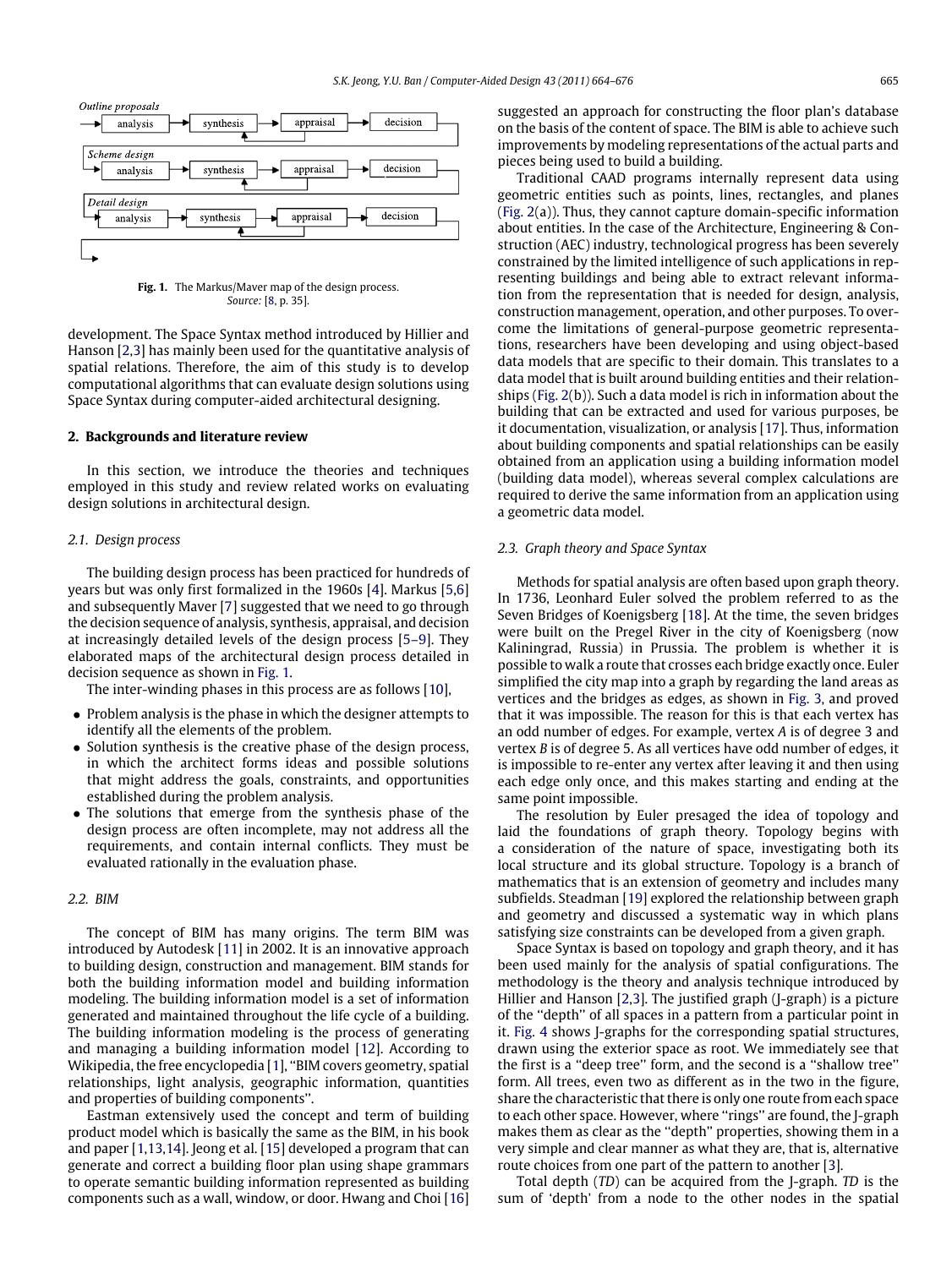Outline proposals

analysis → synthesis → appraisal → decision

Scheme design

analysis → synthesis → appraisal → decision

Detail design

analysis → synthesis → appraisal → decision

**Fig. 1.** The Markus/Maver map of the design process.
*Source:* [8, p. 35].

development. The Space Syntax method introduced by Hillier and Hanson [2,3] has mainly been used for the quantitative analysis of spatial relations. Therefore, the aim of this study is to develop computational algorithms that can evaluate design solutions using Space Syntax during computer-aided architectural designing.

## 2. Backgrounds and literature review

In this section, we introduce the theories and techniques employed in this study and review related works on evaluating design solutions in architectural design.

### 2.1. Design process

The building design process has been practiced for hundreds of years but was only first formalized in the 1960s [4]. Markus [5,6] and subsequently Maver [7] suggested that we need to go through the decision sequence of analysis, synthesis, appraisal, and decision at increasingly detailed levels of the design process [5–9]. They elaborated maps of the architectural design process detailed in decision sequence as shown in Fig. 1.

The inter-winding phases in this process are as follows [10],

- Problem analysis is the phase in which the designer attempts to identify all the elements of the problem.
- Solution synthesis is the creative phase of the design process, in which the architect forms ideas and possible solutions that might address the goals, constraints, and opportunities established during the problem analysis.
- The solutions that emerge from the synthesis phase of the design process are often incomplete, may not address all the requirements, and contain internal conflicts. They must be evaluated rationally in the evaluation phase.

### 2.2. BIM

The concept of BIM has many origins. The term BIM was introduced by Autodesk [11] in 2002. It is an innovative approach to building design, construction and management. BIM stands for both the building information model and building information modeling. The building information model is a set of information generated and maintained throughout the life cycle of a building. The building information modeling is the process of generating and managing a building information model [12]. According to Wikipedia, the free encyclopedia [1], "BIM covers geometry, spatial relationships, light analysis, geographic information, quantities and properties of building components".

Eastman extensively used the concept and term of building product model which is basically the same as the BIM, in his book and paper [1,13,14]. Jeong et al. [15] developed a program that can generate and correct a building floor plan using shape grammars to operate semantic building information represented as building components such as a wall, window, or door. Hwang and Choi [16] suggested an approach for constructing the floor plan's database on the basis of the content of space. The BIM is able to achieve such improvements by modeling representations of the actual parts and pieces being used to build a building.

Traditional CAAD programs internally represent data using geometric entities such as points, lines, rectangles, and planes (Fig. 2(a)). Thus, they cannot capture domain-specific information about entities. In the case of the Architecture, Engineering & Construction (AEC) industry, technological progress has been severely constrained by the limited intelligence of such applications in representing buildings and being able to extract relevant information from the representation that is needed for design, analysis, construction management, operation, and other purposes. To overcome the limitations of general-purpose geometric representations, researchers have been developing and using object-based data models that are specific to their domain. This translates to a data model that is built around building entities and their relationships (Fig. 2(b)). Such a data model is rich in information about the building that can be extracted and used for various purposes, be it documentation, visualization, or analysis [17]. Thus, information about building components and spatial relationships can be easily obtained from an application using a building information model (building data model), whereas several complex calculations are required to derive the same information from an application using a geometric data model.

### 2.3. Graph theory and Space Syntax

Methods for spatial analysis are often based upon graph theory. In 1736, Leonhard Euler solved the problem referred to as the Seven Bridges of Koenigsberg [18]. At the time, the seven bridges were built on the Pregel River in the city of Koenigsberg (now Kaliningrad, Russia) in Prussia. The problem is whether it is possible to walk a route that crosses each bridge exactly once. Euler simplified the city map into a graph by regarding the land areas as vertices and the bridges as edges, as shown in Fig. 3, and proved that it was impossible. The reason for this is that each vertex has an odd number of edges. For example, vertex *A* is of degree 3 and vertex *B* is of degree 5. As all vertices have odd number of edges, it is impossible to re-enter any vertex after leaving it and then using each edge only once, and this makes starting and ending at the same point impossible.

The resolution by Euler presaged the idea of topology and laid the foundations of graph theory. Topology begins with a consideration of the nature of space, investigating both its local structure and its global structure. Topology is a branch of mathematics that is an extension of geometry and includes many subfields. Steadman [19] explored the relationship between graph and geometry and discussed a systematic way in which plans satisfying size constraints can be developed from a given graph.

Space Syntax is based on topology and graph theory, and it has been used mainly for the analysis of spatial configurations. The methodology is the theory and analysis technique introduced by Hillier and Hanson [2,3]. The justified graph (J-graph) is a picture of the "depth" of all spaces in a pattern from a particular point in it. Fig. 4 shows J-graphs for the corresponding spatial structures, drawn using the exterior space as root. We immediately see that the first is a "deep tree" form, and the second is a "shallow tree" form. All trees, even two as different as in the two in the figure, share the characteristic that there is only one route from each space to each other space. However, where "rings" are found, the J-graph makes them as clear as the "depth" properties, showing them in a very simple and clear manner as what they are, that is, alternative route choices from one part of the pattern to another [3].

Total depth (*TD*) can be acquired from the J-graph. *TD* is the sum of 'depth' from a node to the other nodes in the spatial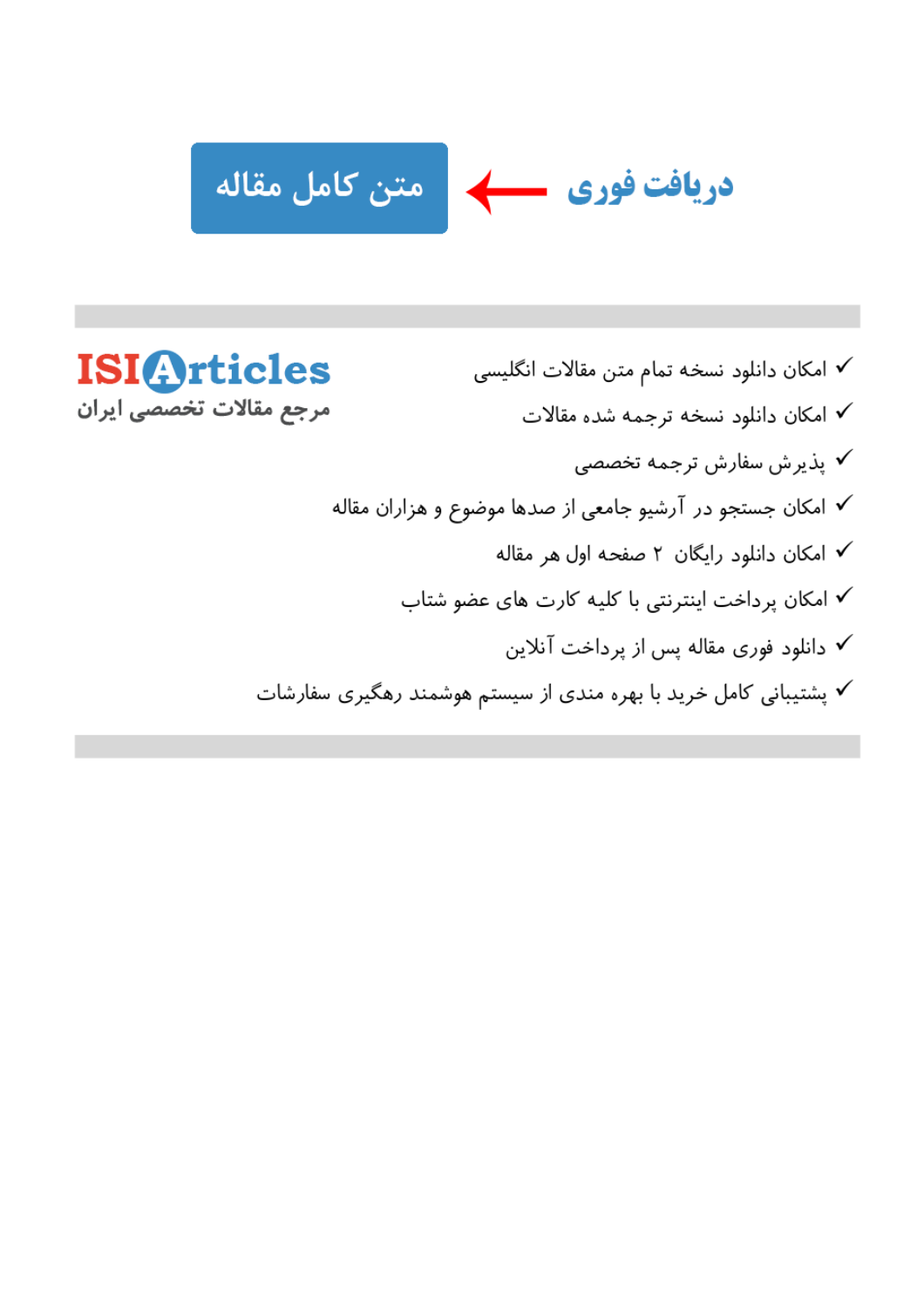دریافت فوری ← متن کامل مقاله

ISIArticles
مرجع مقالات تخصصی ایران

- ✓ امکان دانلود نسخه تمام متن مقالات انگلیسی
- ✓ امکان دانلود نسخه ترجمه شده مقالات
- ✓ پذیرش سفارش ترجمه تخصصی
- ✓ امکان جستجو در آرشیو جامعی از صدها موضوع و هزاران مقاله
- ✓ امکان دانلود رایگان ۲ صفحه اول هر مقاله
- ✓ امکان پرداخت اینترنتی با کلیه کارت های عضو شتاب
- ✓ دانلود فوری مقاله پس از پرداخت آنلاین
- ✓ پشتیبانی کامل خرید با بهره مندی از سیستم هوشمند رهگیری سفارشات